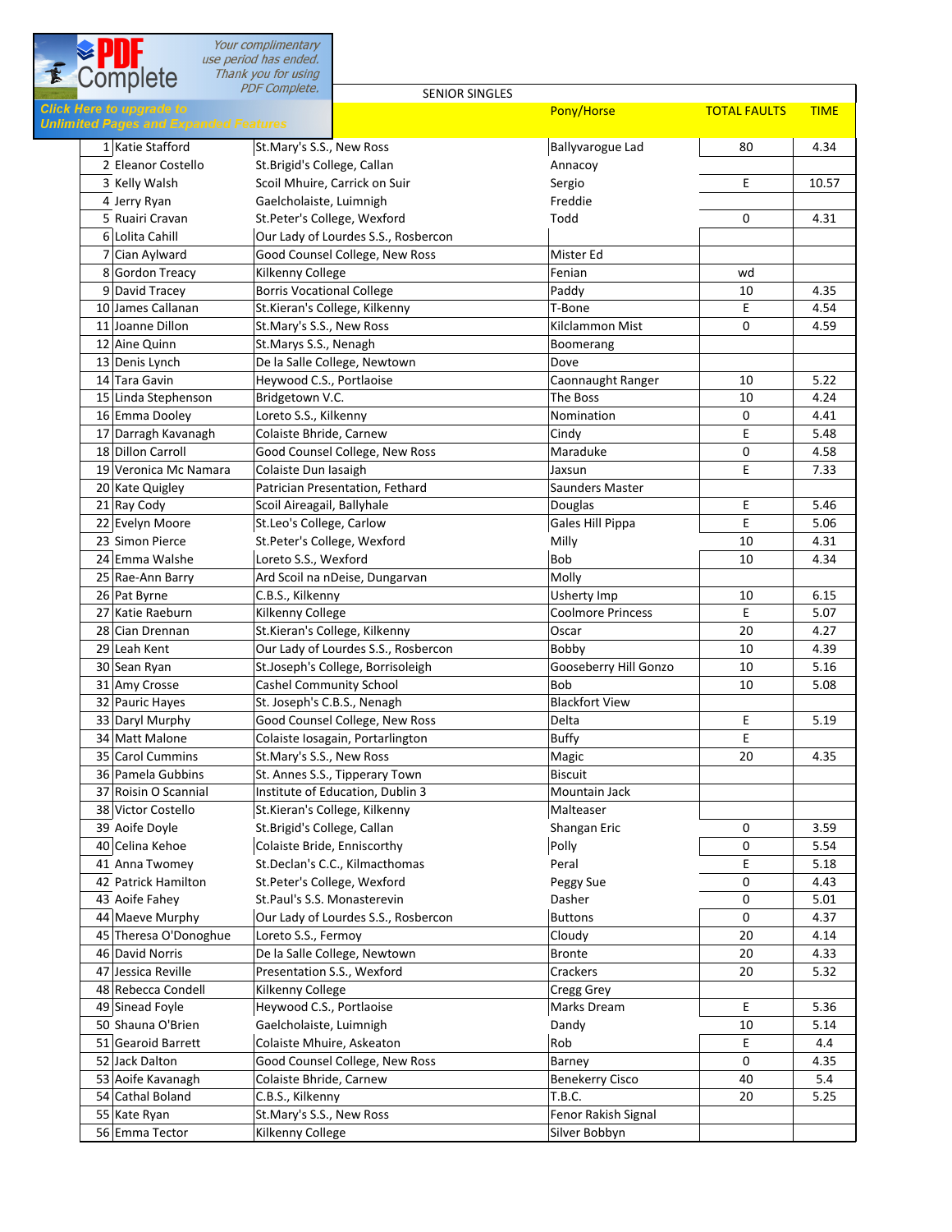## SENIOR SINGLES

| | | | Pony/Horse | TOTAL FAULTS | TIME |
|---|---|---|---|---|---|
| 1 | Katie Stafford | St.Mary's S.S., New Ross | Ballyvarogue Lad | 80 | 4.34 |
| 2 | Eleanor Costello | St.Brigid's College, Callan | Annacoy | | |
| 3 | Kelly Walsh | Scoil Mhuire, Carrick on Suir | Sergio | E | 10.57 |
| 4 | Jerry Ryan | Gaelcholaiste, Luimnigh | Freddie | | |
| 5 | Ruairi Cravan | St.Peter's College, Wexford | Todd | 0 | 4.31 |
| 6 | Lolita Cahill | Our Lady of Lourdes S.S., Rosbercon | | | |
| 7 | Cian Aylward | Good Counsel College, New Ross | Mister Ed | | |
| 8 | Gordon Treacy | Kilkenny College | Fenian | wd | |
| 9 | David Tracey | Borris Vocational College | Paddy | 10 | 4.35 |
| 10 | James Callanan | St.Kieran's College, Kilkenny | T-Bone | E | 4.54 |
| 11 | Joanne Dillon | St.Mary's S.S., New Ross | Kilclammon Mist | 0 | 4.59 |
| 12 | Aine Quinn | St.Marys S.S., Nenagh | Boomerang | | |
| 13 | Denis Lynch | De la Salle College, Newtown | Dove | | |
| 14 | Tara Gavin | Heywood C.S., Portlaoise | Caonnaught Ranger | 10 | 5.22 |
| 15 | Linda Stephenson | Bridgetown V.C. | The Boss | 10 | 4.24 |
| 16 | Emma Dooley | Loreto S.S., Kilkenny | Nomination | 0 | 4.41 |
| 17 | Darragh Kavanagh | Colaiste Bhride, Carnew | Cindy | E | 5.48 |
| 18 | Dillon Carroll | Good Counsel College, New Ross | Maraduke | 0 | 4.58 |
| 19 | Veronica Mc Namara | Colaiste Dun Iasaigh | Jaxsun | E | 7.33 |
| 20 | Kate Quigley | Patrician Presentation, Fethard | Saunders Master | | |
| 21 | Ray Cody | Scoil Aireagail, Ballyhale | Douglas | E | 5.46 |
| 22 | Evelyn Moore | St.Leo's College, Carlow | Gales Hill Pippa | E | 5.06 |
| 23 | Simon Pierce | St.Peter's College, Wexford | Milly | 10 | 4.31 |
| 24 | Emma Walshe | Loreto S.S., Wexford | Bob | 10 | 4.34 |
| 25 | Rae-Ann Barry | Ard Scoil na nDeise, Dungarvan | Molly | | |
| 26 | Pat Byrne | C.B.S., Kilkenny | Usherty Imp | 10 | 6.15 |
| 27 | Katie Raeburn | Kilkenny College | Coolmore Princess | E | 5.07 |
| 28 | Cian Drennan | St.Kieran's College, Kilkenny | Oscar | 20 | 4.27 |
| 29 | Leah Kent | Our Lady of Lourdes S.S., Rosbercon | Bobby | 10 | 4.39 |
| 30 | Sean Ryan | St.Joseph's College, Borrisoleigh | Gooseberry Hill Gonzo | 10 | 5.16 |
| 31 | Amy Crosse | Cashel Community School | Bob | 10 | 5.08 |
| 32 | Pauric Hayes | St. Joseph's C.B.S., Nenagh | Blackfort View | | |
| 33 | Daryl Murphy | Good Counsel College, New Ross | Delta | E | 5.19 |
| 34 | Matt Malone | Colaiste Iosagain, Portarlington | Buffy | E | |
| 35 | Carol Cummins | St.Mary's S.S., New Ross | Magic | 20 | 4.35 |
| 36 | Pamela Gubbins | St. Annes S.S., Tipperary Town | Biscuit | | |
| 37 | Roisin O Scannial | Institute of Education, Dublin 3 | Mountain Jack | | |
| 38 | Victor Costello | St.Kieran's College, Kilkenny | Malteaser | | |
| 39 | Aoife Doyle | St.Brigid's College, Callan | Shangan Eric | 0 | 3.59 |
| 40 | Celina Kehoe | Colaiste Bride, Enniscorthy | Polly | 0 | 5.54 |
| 41 | Anna Twomey | St.Declan's C.C., Kilmacthomas | Peral | E | 5.18 |
| 42 | Patrick Hamilton | St.Peter's College, Wexford | Peggy Sue | 0 | 4.43 |
| 43 | Aoife Fahey | St.Paul's S.S. Monasterevin | Dasher | 0 | 5.01 |
| 44 | Maeve Murphy | Our Lady of Lourdes S.S., Rosbercon | Buttons | 0 | 4.37 |
| 45 | Theresa O'Donoghue | Loreto S.S., Fermoy | Cloudy | 20 | 4.14 |
| 46 | David Norris | De la Salle College, Newtown | Bronte | 20 | 4.33 |
| 47 | Jessica Reville | Presentation S.S., Wexford | Crackers | 20 | 5.32 |
| 48 | Rebecca Condell | Kilkenny College | Cregg Grey | | |
| 49 | Sinead Foyle | Heywood C.S., Portlaoise | Marks Dream | E | 5.36 |
| 50 | Shauna O'Brien | Gaelcholaiste, Luimnigh | Dandy | 10 | 5.14 |
| 51 | Gearoid Barrett | Colaiste Mhuire, Askeaton | Rob | E | 4.4 |
| 52 | Jack Dalton | Good Counsel College, New Ross | Barney | 0 | 4.35 |
| 53 | Aoife Kavanagh | Colaiste Bhride, Carnew | Benekerry Cisco | 40 | 5.4 |
| 54 | Cathal Boland | C.B.S., Kilkenny | T.B.C. | 20 | 5.25 |
| 55 | Kate Ryan | St.Mary's S.S., New Ross | Fenor Rakish Signal | | |
| 56 | Emma Tector | Kilkenny College | Silver Bobbyn | | |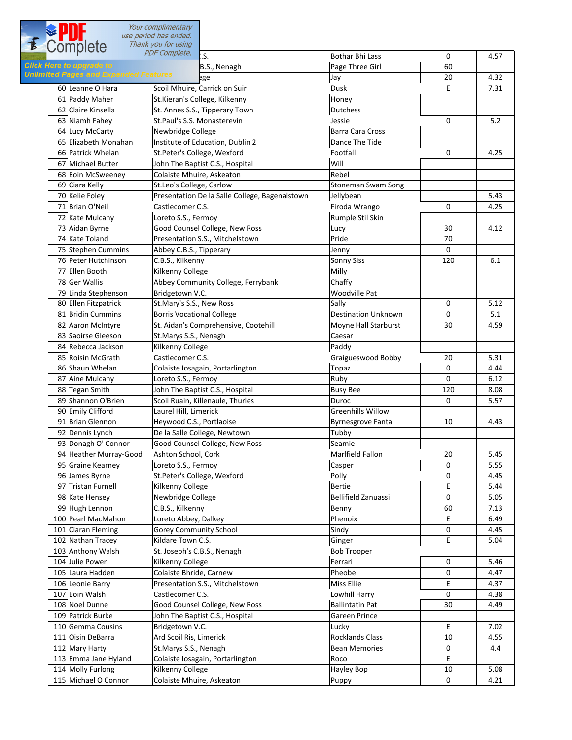| | | | | | |
|---|---|---|---|---|---|
| | | .S. | Bothar Bhi Lass | 0 | 4.57 |
| | | B.S., Nenagh | Page Three Girl | 60 | |
| | | ge | Jay | 20 | 4.32 |
| 60 | Leanne O Hara | Scoil Mhuire, Carrick on Suir | Dusk | E | 7.31 |
| 61 | Paddy Maher | St.Kieran's College, Kilkenny | Honey | | |
| 62 | Claire Kinsella | St. Annes S.S., Tipperary Town | Dutchess | | |
| 63 | Niamh Fahey | St.Paul's S.S. Monasterevin | Jessie | 0 | 5.2 |
| 64 | Lucy McCarty | Newbridge College | Barra Cara Cross | | |
| 65 | Elizabeth Monahan | Institute of Education, Dublin 2 | Dance The Tide | | |
| 66 | Patrick Whelan | St.Peter's College, Wexford | Footfall | 0 | 4.25 |
| 67 | Michael Butter | John The Baptist C.S., Hospital | Will | | |
| 68 | Eoin McSweeney | Colaiste Mhuire, Askeaton | Rebel | | |
| 69 | Ciara Kelly | St.Leo's College, Carlow | Stoneman Swam Song | | |
| 70 | Kelie Foley | Presentation De la Salle College, Bagenalstown | Jellybean | | 5.43 |
| 71 | Brian O'Neil | Castlecomer C.S. | Firoda Wrango | 0 | 4.25 |
| 72 | Kate Mulcahy | Loreto S.S., Fermoy | Rumple Stil Skin | | |
| 73 | Aidan Byrne | Good Counsel College, New Ross | Lucy | 30 | 4.12 |
| 74 | Kate Toland | Presentation S.S., Mitchelstown | Pride | 70 | |
| 75 | Stephen Cummins | Abbey C.B.S., Tipperary | Jenny | 0 | |
| 76 | Peter Hutchinson | C.B.S., Kilkenny | Sonny Siss | 120 | 6.1 |
| 77 | Ellen Booth | Kilkenny College | Milly | | |
| 78 | Ger Wallis | Abbey Community College, Ferrybank | Chaffy | | |
| 79 | Linda Stephenson | Bridgetown V.C. | Woodville Pat | | |
| 80 | Ellen Fitzpatrick | St.Mary's S.S., New Ross | Sally | 0 | 5.12 |
| 81 | Bridin Cummins | Borris Vocational College | Destination Unknown | 0 | 5.1 |
| 82 | Aaron McIntyre | St. Aidan's Comprehensive, Cootehill | Moyne Hall Starburst | 30 | 4.59 |
| 83 | Saoirse Gleeson | St.Marys S.S., Nenagh | Caesar | | |
| 84 | Rebecca Jackson | Kilkenny College | Paddy | | |
| 85 | Roisin McGrath | Castlecomer C.S. | Graigueswood Bobby | 20 | 5.31 |
| 86 | Shaun Whelan | Colaiste Iosagain, Portarlington | Topaz | 0 | 4.44 |
| 87 | Aine Mulcahy | Loreto S.S., Fermoy | Ruby | 0 | 6.12 |
| 88 | Tegan Smith | John The Baptist C.S., Hospital | Busy Bee | 120 | 8.08 |
| 89 | Shannon O'Brien | Scoil Ruain, Killenaule, Thurles | Duroc | 0 | 5.57 |
| 90 | Emily Clifford | Laurel Hill, Limerick | Greenhills Willow | | |
| 91 | Brian Glennon | Heywood C.S., Portlaoise | Byrnesgrove Fanta | 10 | 4.43 |
| 92 | Dennis Lynch | De la Salle College, Newtown | Tubby | | |
| 93 | Donagh O' Connor | Good Counsel College, New Ross | Seamie | | |
| 94 | Heather Murray-Good | Ashton School, Cork | Marlfield Fallon | 20 | 5.45 |
| 95 | Graine Kearney | Loreto S.S., Fermoy | Casper | 0 | 5.55 |
| 96 | James Byrne | St.Peter's College, Wexford | Polly | 0 | 4.45 |
| 97 | Tristan Furnell | Kilkenny College | Bertie | E | 5.44 |
| 98 | Kate Hensey | Newbridge College | Bellifield Zanuassi | 0 | 5.05 |
| 99 | Hugh Lennon | C.B.S., Kilkenny | Benny | 60 | 7.13 |
| 100 | Pearl MacMahon | Loreto Abbey, Dalkey | Phenoix | E | 6.49 |
| 101 | Ciaran Fleming | Gorey Community School | Sindy | 0 | 4.45 |
| 102 | Nathan Tracey | Kildare Town C.S. | Ginger | E | 5.04 |
| 103 | Anthony Walsh | St. Joseph's C.B.S., Nenagh | Bob Trooper | | |
| 104 | Julie Power | Kilkenny College | Ferrari | 0 | 5.46 |
| 105 | Laura Hadden | Colaiste Bhride, Carnew | Pheobe | 0 | 4.47 |
| 106 | Leonie Barry | Presentation S.S., Mitchelstown | Miss Ellie | E | 4.37 |
| 107 | Eoin Walsh | Castlecomer C.S. | Lowhill Harry | 0 | 4.38 |
| 108 | Noel Dunne | Good Counsel College, New Ross | Ballintatin Pat | 30 | 4.49 |
| 109 | Patrick Burke | John The Baptist C.S., Hospital | Gareen Prince | | |
| 110 | Gemma Cousins | Bridgetown V.C. | Lucky | E | 7.02 |
| 111 | Oisin DeBarra | Ard Scoil Ris, Limerick | Rocklands Class | 10 | 4.55 |
| 112 | Mary Harty | St.Marys S.S., Nenagh | Bean Memories | 0 | 4.4 |
| 113 | Emma Jane Hyland | Colaiste Iosagain, Portarlington | Roco | E | |
| 114 | Molly Furlong | Kilkenny College | Hayley Bop | 10 | 5.08 |
| 115 | Michael O Connor | Colaiste Mhuire, Askeaton | Puppy | 0 | 4.21 |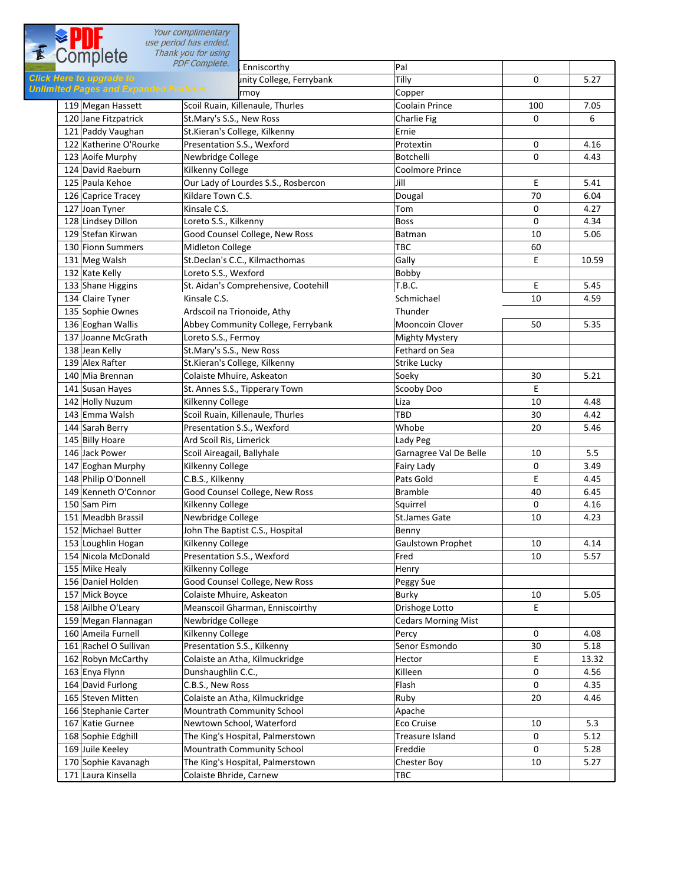| | | | | |
|---|---|---|---|---|
| | Enniscorthy | Pal | | |
| | unity College, Ferrybank | Tilly | 0 | 5.27 |
| | rmoy | Copper | | |
| 119 | Megan Hassett | Scoil Ruain, Killenaule, Thurles | Coolain Prince | 100 | 7.05 |
| 120 | Jane Fitzpatrick | St.Mary's S.S., New Ross | Charlie Fig | 0 | 6 |
| 121 | Paddy Vaughan | St.Kieran's College, Kilkenny | Ernie | | |
| 122 | Katherine O'Rourke | Presentation S.S., Wexford | Protextin | 0 | 4.16 |
| 123 | Aoife Murphy | Newbridge College | Botchelli | 0 | 4.43 |
| 124 | David Raeburn | Kilkenny College | Coolmore Prince | | |
| 125 | Paula Kehoe | Our Lady of Lourdes S.S., Rosbercon | Jill | E | 5.41 |
| 126 | Caprice Tracey | Kildare Town C.S. | Dougal | 70 | 6.04 |
| 127 | Joan Tyner | Kinsale C.S. | Tom | 0 | 4.27 |
| 128 | Lindsey Dillon | Loreto S.S., Kilkenny | Boss | 0 | 4.34 |
| 129 | Stefan Kirwan | Good Counsel College, New Ross | Batman | 10 | 5.06 |
| 130 | Fionn Summers | Midleton College | TBC | 60 | |
| 131 | Meg Walsh | St.Declan's C.C., Kilmacthomas | Gally | E | 10.59 |
| 132 | Kate Kelly | Loreto S.S., Wexford | Bobby | | |
| 133 | Shane Higgins | St. Aidan's Comprehensive, Cootehill | T.B.C. | E | 5.45 |
| 134 | Claire Tyner | Kinsale C.S. | Schmichael | 10 | 4.59 |
| 135 | Sophie Ownes | Ardscoil na Trionoide, Athy | Thunder | | |
| 136 | Eoghan Wallis | Abbey Community College, Ferrybank | Mooncoin Clover | 50 | 5.35 |
| 137 | Joanne McGrath | Loreto S.S., Fermoy | Mighty Mystery | | |
| 138 | Jean Kelly | St.Mary's S.S., New Ross | Fethard on Sea | | |
| 139 | Alex Rafter | St.Kieran's College, Kilkenny | Strike Lucky | | |
| 140 | Mia Brennan | Colaiste Mhuire, Askeaton | Soeky | 30 | 5.21 |
| 141 | Susan Hayes | St. Annes S.S., Tipperary Town | Scooby Doo | E | |
| 142 | Holly Nuzum | Kilkenny College | Liza | 10 | 4.48 |
| 143 | Emma Walsh | Scoil Ruain, Killenaule, Thurles | TBD | 30 | 4.42 |
| 144 | Sarah Berry | Presentation S.S., Wexford | Whobe | 20 | 5.46 |
| 145 | Billy Hoare | Ard Scoil Ris, Limerick | Lady Peg | | |
| 146 | Jack Power | Scoil Aireagail, Ballyhale | Garnagree Val De Belle | 10 | 5.5 |
| 147 | Eoghan Murphy | Kilkenny College | Fairy Lady | 0 | 3.49 |
| 148 | Philip O'Donnell | C.B.S., Kilkenny | Pats Gold | E | 4.45 |
| 149 | Kenneth O'Connor | Good Counsel College, New Ross | Bramble | 40 | 6.45 |
| 150 | Sam Pim | Kilkenny College | Squirrel | 0 | 4.16 |
| 151 | Meadbh Brassil | Newbridge College | St.James Gate | 10 | 4.23 |
| 152 | Michael Butter | John The Baptist C.S., Hospital | Benny | | |
| 153 | Loughlin Hogan | Kilkenny College | Gaulstown Prophet | 10 | 4.14 |
| 154 | Nicola McDonald | Presentation S.S., Wexford | Fred | 10 | 5.57 |
| 155 | Mike Healy | Kilkenny College | Henry | | |
| 156 | Daniel Holden | Good Counsel College, New Ross | Peggy Sue | | |
| 157 | Mick Boyce | Colaiste Mhuire, Askeaton | Burky | 10 | 5.05 |
| 158 | Ailbhe O'Leary | Meanscoil Gharman, Enniscoirthy | Drishoge Lotto | E | |
| 159 | Megan Flannagan | Newbridge College | Cedars Morning Mist | | |
| 160 | Ameila Furnell | Kilkenny College | Percy | 0 | 4.08 |
| 161 | Rachel O Sullivan | Presentation S.S., Kilkenny | Senor Esmondo | 30 | 5.18 |
| 162 | Robyn McCarthy | Colaiste an Atha, Kilmuckridge | Hector | E | 13.32 |
| 163 | Enya Flynn | Dunshaughlin C.C., | Killeen | 0 | 4.56 |
| 164 | David Furlong | C.B.S., New Ross | Flash | 0 | 4.35 |
| 165 | Steven Mitten | Colaiste an Atha, Kilmuckridge | Ruby | 20 | 4.46 |
| 166 | Stephanie Carter | Mountrath Community School | Apache | | |
| 167 | Katie Gurnee | Newtown School, Waterford | Eco Cruise | 10 | 5.3 |
| 168 | Sophie Edghill | The King's Hospital, Palmerstown | Treasure Island | 0 | 5.12 |
| 169 | Juile Keeley | Mountrath Community School | Freddie | 0 | 5.28 |
| 170 | Sophie Kavanagh | The King's Hospital, Palmerstown | Chester Boy | 10 | 5.27 |
| 171 | Laura Kinsella | Colaiste Bhride, Carnew | TBC | | |